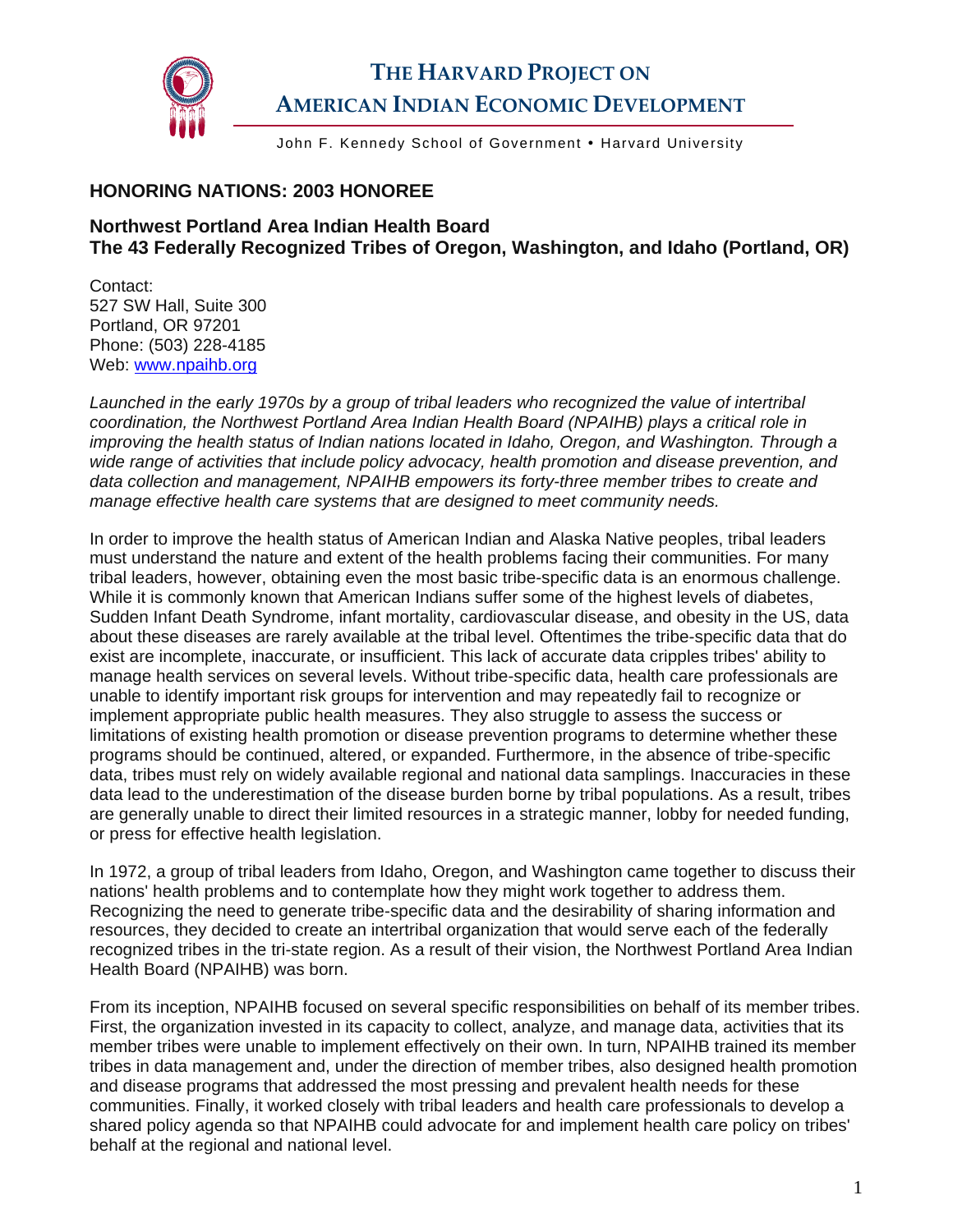# THE HARVARD PROJECT ON AMERICAN INDIAN ECONOMIC DEVELOPMENT

John F. Kennedy School of Government • Harvard University

## HONORING NATIONS: 2003 HONOREE

### Northwest Portland Area Indian Health Board
### The 43 Federally Recognized Tribes of Oregon, Washington, and Idaho (Portland, OR)

Contact:
527 SW Hall, Suite 300
Portland, OR 97201
Phone: (503) 228-4185
Web: [www.npaihb.org](www.npaihb.org)

*Launched in the early 1970s by a group of tribal leaders who recognized the value of intertribal coordination, the Northwest Portland Area Indian Health Board (NPAIHB) plays a critical role in improving the health status of Indian nations located in Idaho, Oregon, and Washington. Through a wide range of activities that include policy advocacy, health promotion and disease prevention, and data collection and management, NPAIHB empowers its forty-three member tribes to create and manage effective health care systems that are designed to meet community needs.*

In order to improve the health status of American Indian and Alaska Native peoples, tribal leaders must understand the nature and extent of the health problems facing their communities. For many tribal leaders, however, obtaining even the most basic tribe-specific data is an enormous challenge. While it is commonly known that American Indians suffer some of the highest levels of diabetes, Sudden Infant Death Syndrome, infant mortality, cardiovascular disease, and obesity in the US, data about these diseases are rarely available at the tribal level. Oftentimes the tribe-specific data that do exist are incomplete, inaccurate, or insufficient. This lack of accurate data cripples tribes' ability to manage health services on several levels. Without tribe-specific data, health care professionals are unable to identify important risk groups for intervention and may repeatedly fail to recognize or implement appropriate public health measures. They also struggle to assess the success or limitations of existing health promotion or disease prevention programs to determine whether these programs should be continued, altered, or expanded. Furthermore, in the absence of tribe-specific data, tribes must rely on widely available regional and national data samplings. Inaccuracies in these data lead to the underestimation of the disease burden borne by tribal populations. As a result, tribes are generally unable to direct their limited resources in a strategic manner, lobby for needed funding, or press for effective health legislation.

In 1972, a group of tribal leaders from Idaho, Oregon, and Washington came together to discuss their nations' health problems and to contemplate how they might work together to address them. Recognizing the need to generate tribe-specific data and the desirability of sharing information and resources, they decided to create an intertribal organization that would serve each of the federally recognized tribes in the tri-state region. As a result of their vision, the Northwest Portland Area Indian Health Board (NPAIHB) was born.

From its inception, NPAIHB focused on several specific responsibilities on behalf of its member tribes. First, the organization invested in its capacity to collect, analyze, and manage data, activities that its member tribes were unable to implement effectively on their own. In turn, NPAIHB trained its member tribes in data management and, under the direction of member tribes, also designed health promotion and disease programs that addressed the most pressing and prevalent health needs for these communities. Finally, it worked closely with tribal leaders and health care professionals to develop a shared policy agenda so that NPAIHB could advocate for and implement health care policy on tribes' behalf at the regional and national level.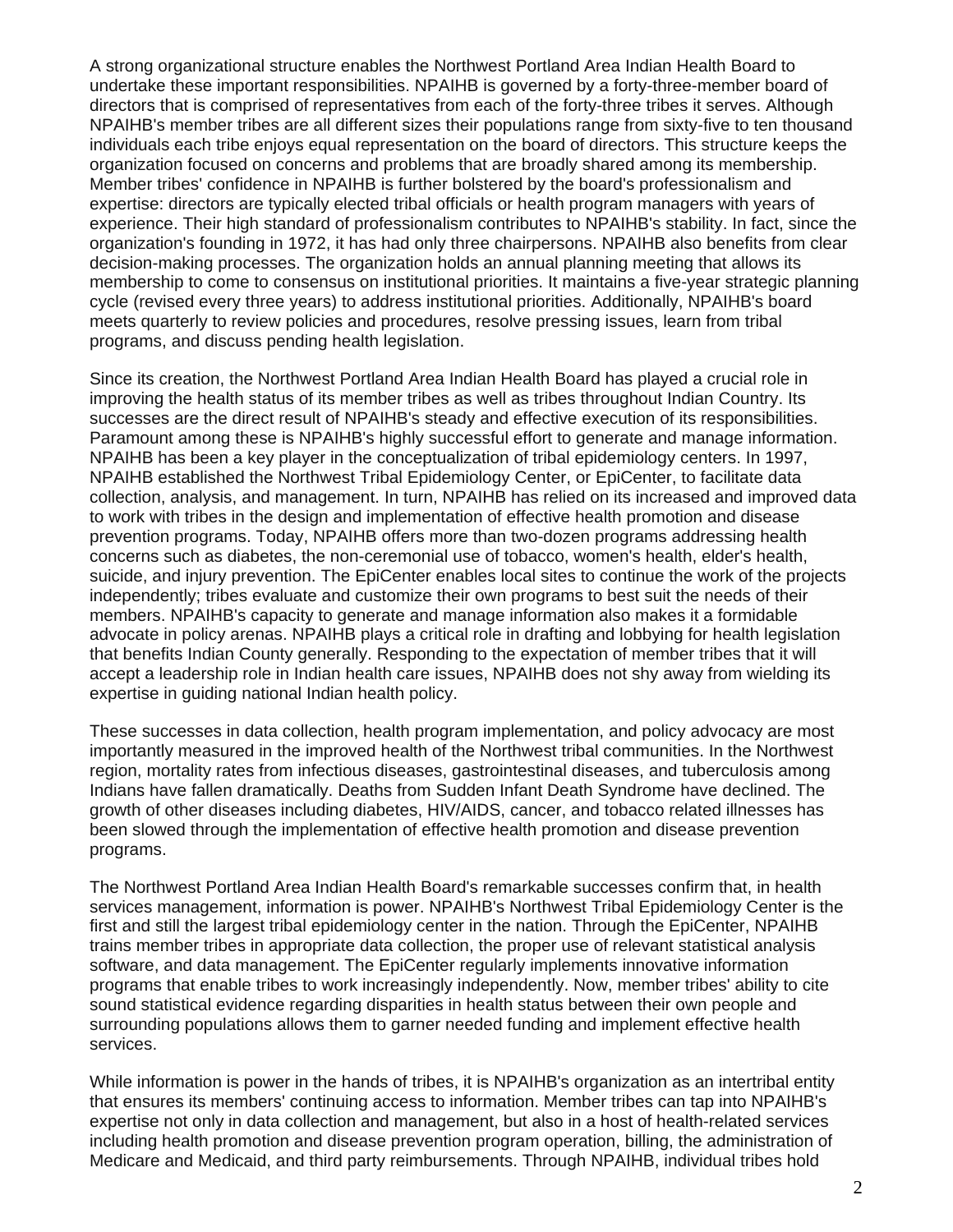A strong organizational structure enables the Northwest Portland Area Indian Health Board to undertake these important responsibilities. NPAIHB is governed by a forty-three-member board of directors that is comprised of representatives from each of the forty-three tribes it serves. Although NPAIHB's member tribes are all different sizes their populations range from sixty-five to ten thousand individuals each tribe enjoys equal representation on the board of directors. This structure keeps the organization focused on concerns and problems that are broadly shared among its membership. Member tribes' confidence in NPAIHB is further bolstered by the board's professionalism and expertise: directors are typically elected tribal officials or health program managers with years of experience. Their high standard of professionalism contributes to NPAIHB's stability. In fact, since the organization's founding in 1972, it has had only three chairpersons. NPAIHB also benefits from clear decision-making processes. The organization holds an annual planning meeting that allows its membership to come to consensus on institutional priorities. It maintains a five-year strategic planning cycle (revised every three years) to address institutional priorities. Additionally, NPAIHB's board meets quarterly to review policies and procedures, resolve pressing issues, learn from tribal programs, and discuss pending health legislation.

Since its creation, the Northwest Portland Area Indian Health Board has played a crucial role in improving the health status of its member tribes as well as tribes throughout Indian Country. Its successes are the direct result of NPAIHB's steady and effective execution of its responsibilities. Paramount among these is NPAIHB's highly successful effort to generate and manage information. NPAIHB has been a key player in the conceptualization of tribal epidemiology centers. In 1997, NPAIHB established the Northwest Tribal Epidemiology Center, or EpiCenter, to facilitate data collection, analysis, and management. In turn, NPAIHB has relied on its increased and improved data to work with tribes in the design and implementation of effective health promotion and disease prevention programs. Today, NPAIHB offers more than two-dozen programs addressing health concerns such as diabetes, the non-ceremonial use of tobacco, women's health, elder's health, suicide, and injury prevention. The EpiCenter enables local sites to continue the work of the projects independently; tribes evaluate and customize their own programs to best suit the needs of their members. NPAIHB's capacity to generate and manage information also makes it a formidable advocate in policy arenas. NPAIHB plays a critical role in drafting and lobbying for health legislation that benefits Indian County generally. Responding to the expectation of member tribes that it will accept a leadership role in Indian health care issues, NPAIHB does not shy away from wielding its expertise in guiding national Indian health policy.

These successes in data collection, health program implementation, and policy advocacy are most importantly measured in the improved health of the Northwest tribal communities. In the Northwest region, mortality rates from infectious diseases, gastrointestinal diseases, and tuberculosis among Indians have fallen dramatically. Deaths from Sudden Infant Death Syndrome have declined. The growth of other diseases including diabetes, HIV/AIDS, cancer, and tobacco related illnesses has been slowed through the implementation of effective health promotion and disease prevention programs.

The Northwest Portland Area Indian Health Board's remarkable successes confirm that, in health services management, information is power. NPAIHB's Northwest Tribal Epidemiology Center is the first and still the largest tribal epidemiology center in the nation. Through the EpiCenter, NPAIHB trains member tribes in appropriate data collection, the proper use of relevant statistical analysis software, and data management. The EpiCenter regularly implements innovative information programs that enable tribes to work increasingly independently. Now, member tribes' ability to cite sound statistical evidence regarding disparities in health status between their own people and surrounding populations allows them to garner needed funding and implement effective health services.

While information is power in the hands of tribes, it is NPAIHB's organization as an intertribal entity that ensures its members' continuing access to information. Member tribes can tap into NPAIHB's expertise not only in data collection and management, but also in a host of health-related services including health promotion and disease prevention program operation, billing, the administration of Medicare and Medicaid, and third party reimbursements. Through NPAIHB, individual tribes hold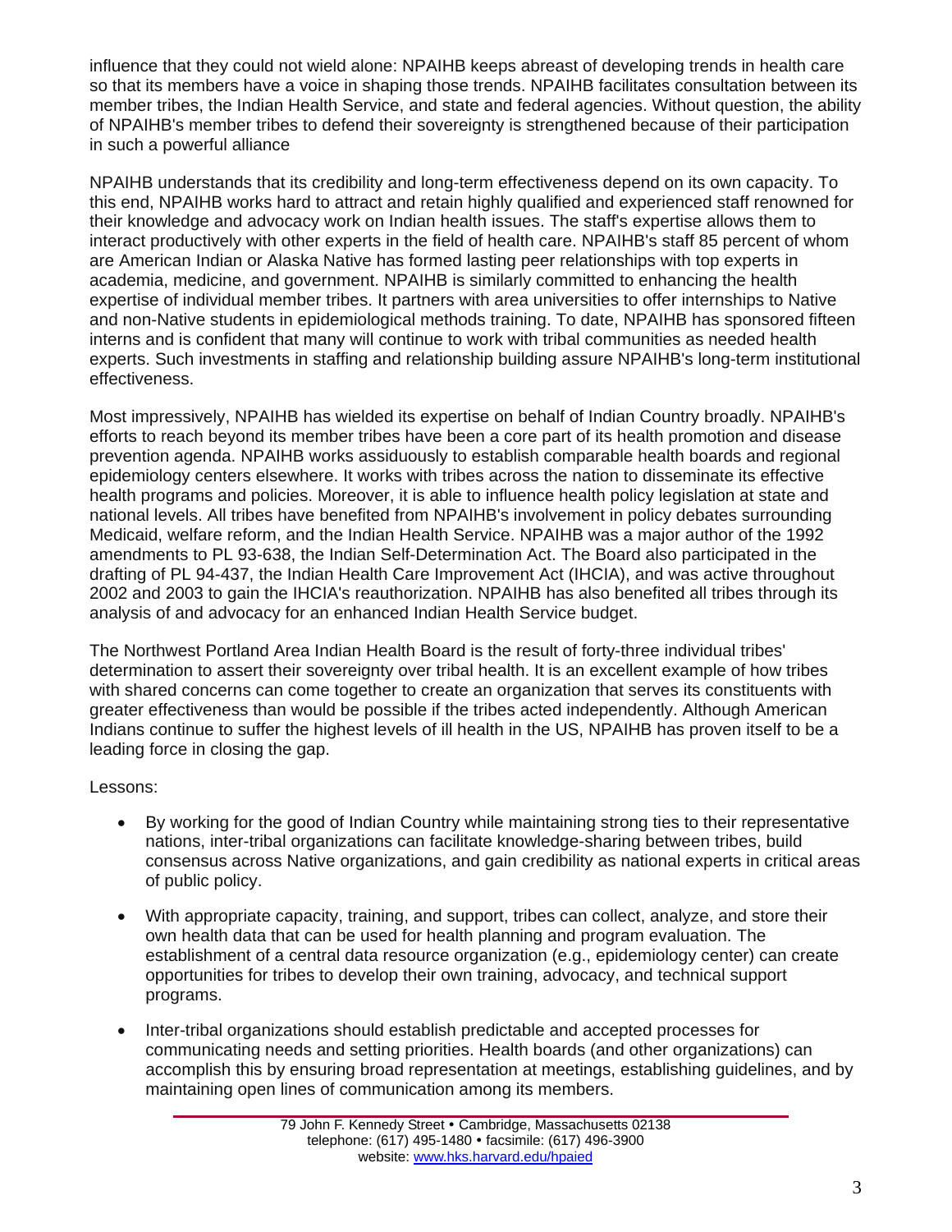influence that they could not wield alone: NPAIHB keeps abreast of developing trends in health care so that its members have a voice in shaping those trends. NPAIHB facilitates consultation between its member tribes, the Indian Health Service, and state and federal agencies. Without question, the ability of NPAIHB's member tribes to defend their sovereignty is strengthened because of their participation in such a powerful alliance

NPAIHB understands that its credibility and long-term effectiveness depend on its own capacity. To this end, NPAIHB works hard to attract and retain highly qualified and experienced staff renowned for their knowledge and advocacy work on Indian health issues. The staff's expertise allows them to interact productively with other experts in the field of health care. NPAIHB's staff 85 percent of whom are American Indian or Alaska Native has formed lasting peer relationships with top experts in academia, medicine, and government. NPAIHB is similarly committed to enhancing the health expertise of individual member tribes. It partners with area universities to offer internships to Native and non-Native students in epidemiological methods training. To date, NPAIHB has sponsored fifteen interns and is confident that many will continue to work with tribal communities as needed health experts. Such investments in staffing and relationship building assure NPAIHB's long-term institutional effectiveness.

Most impressively, NPAIHB has wielded its expertise on behalf of Indian Country broadly. NPAIHB's efforts to reach beyond its member tribes have been a core part of its health promotion and disease prevention agenda. NPAIHB works assiduously to establish comparable health boards and regional epidemiology centers elsewhere. It works with tribes across the nation to disseminate its effective health programs and policies. Moreover, it is able to influence health policy legislation at state and national levels. All tribes have benefited from NPAIHB's involvement in policy debates surrounding Medicaid, welfare reform, and the Indian Health Service. NPAIHB was a major author of the 1992 amendments to PL 93-638, the Indian Self-Determination Act. The Board also participated in the drafting of PL 94-437, the Indian Health Care Improvement Act (IHCIA), and was active throughout 2002 and 2003 to gain the IHCIA's reauthorization. NPAIHB has also benefited all tribes through its analysis of and advocacy for an enhanced Indian Health Service budget.

The Northwest Portland Area Indian Health Board is the result of forty-three individual tribes' determination to assert their sovereignty over tribal health. It is an excellent example of how tribes with shared concerns can come together to create an organization that serves its constituents with greater effectiveness than would be possible if the tribes acted independently. Although American Indians continue to suffer the highest levels of ill health in the US, NPAIHB has proven itself to be a leading force in closing the gap.

Lessons:

- By working for the good of Indian Country while maintaining strong ties to their representative nations, inter-tribal organizations can facilitate knowledge-sharing between tribes, build consensus across Native organizations, and gain credibility as national experts in critical areas of public policy.
- With appropriate capacity, training, and support, tribes can collect, analyze, and store their own health data that can be used for health planning and program evaluation. The establishment of a central data resource organization (e.g., epidemiology center) can create opportunities for tribes to develop their own training, advocacy, and technical support programs.
- Inter-tribal organizations should establish predictable and accepted processes for communicating needs and setting priorities. Health boards (and other organizations) can accomplish this by ensuring broad representation at meetings, establishing guidelines, and by maintaining open lines of communication among its members.